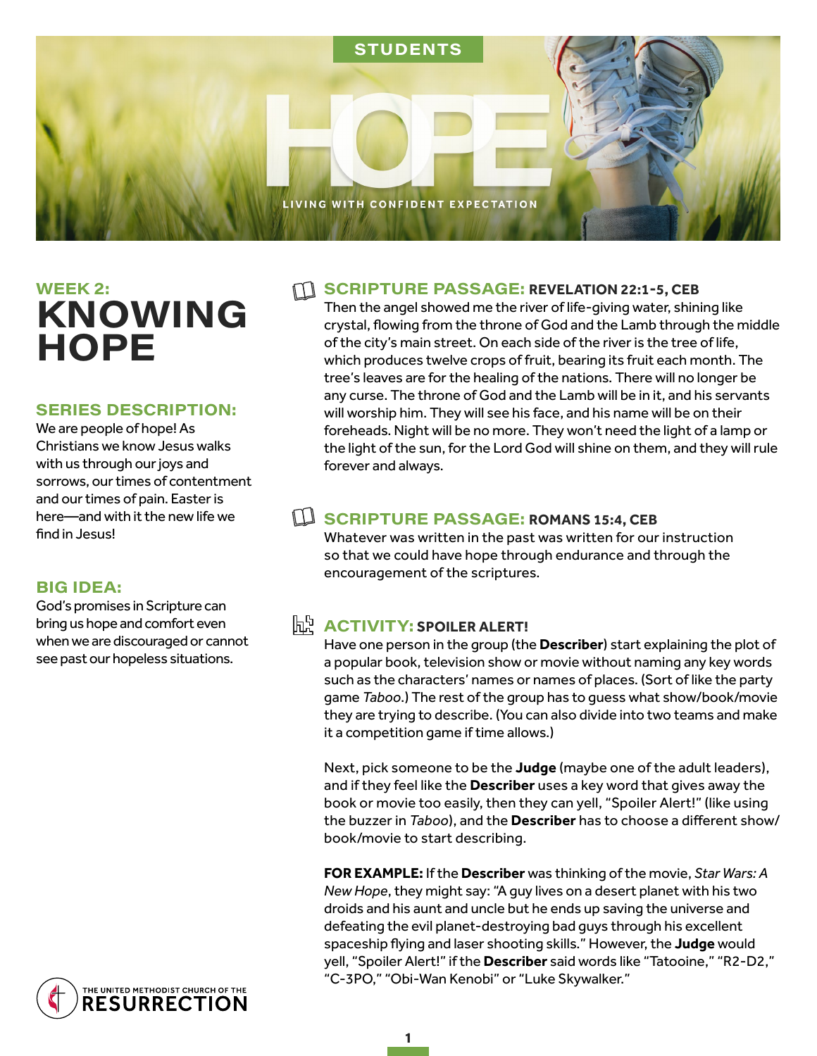STUDENTS

# HOPE

LIVING WITH CONFIDENT EXPECTATION

## WEEK 2: KNOWING HOPE

### SERIES DESCRIPTION:

We are people of hope! As Christians we know Jesus walks with us through our joys and sorrows, our times of contentment and our times of pain. Easter is here—and with it the new life we find in Jesus!

### BIG IDEA:

God's promises in Scripture can bring us hope and comfort even when we are discouraged or cannot see past our hopeless situations.

### SCRIPTURE PASSAGE: REVELATION 22:1-5, CEB

Then the angel showed me the river of life-giving water, shining like crystal, flowing from the throne of God and the Lamb through the middle of the city's main street. On each side of the river is the tree of life, which produces twelve crops of fruit, bearing its fruit each month. The tree's leaves are for the healing of the nations. There will no longer be any curse. The throne of God and the Lamb will be in it, and his servants will worship him. They will see his face, and his name will be on their foreheads. Night will be no more. They won't need the light of a lamp or the light of the sun, for the Lord God will shine on them, and they will rule forever and always.

### SCRIPTURE PASSAGE: ROMANS 15:4, CEB

Whatever was written in the past was written for our instruction so that we could have hope through endurance and through the encouragement of the scriptures.

### ACTIVITY: SPOILER ALERT!

Have one person in the group (the **Describer**) start explaining the plot of a popular book, television show or movie without naming any key words such as the characters' names or names of places. (Sort of like the party game *Taboo*.) The rest of the group has to guess what show/book/movie they are trying to describe. (You can also divide into two teams and make it a competition game if time allows.)

Next, pick someone to be the **Judge** (maybe one of the adult leaders), and if they feel like the **Describer** uses a key word that gives away the book or movie too easily, then they can yell, "Spoiler Alert!" (like using the buzzer in *Taboo*), and the **Describer** has to choose a different show/book/movie to start describing.

**FOR EXAMPLE:** If the **Describer** was thinking of the movie, *Star Wars: A New Hope*, they might say: "A guy lives on a desert planet with his two droids and his aunt and uncle but he ends up saving the universe and defeating the evil planet-destroying bad guys through his excellent spaceship flying and laser shooting skills." However, the **Judge** would yell, "Spoiler Alert!" if the **Describer** said words like "Tatooine," "R2-D2," "C-3PO," "Obi-Wan Kenobi" or "Luke Skywalker."

THE UNITED METHODIST CHURCH OF THE RESURRECTION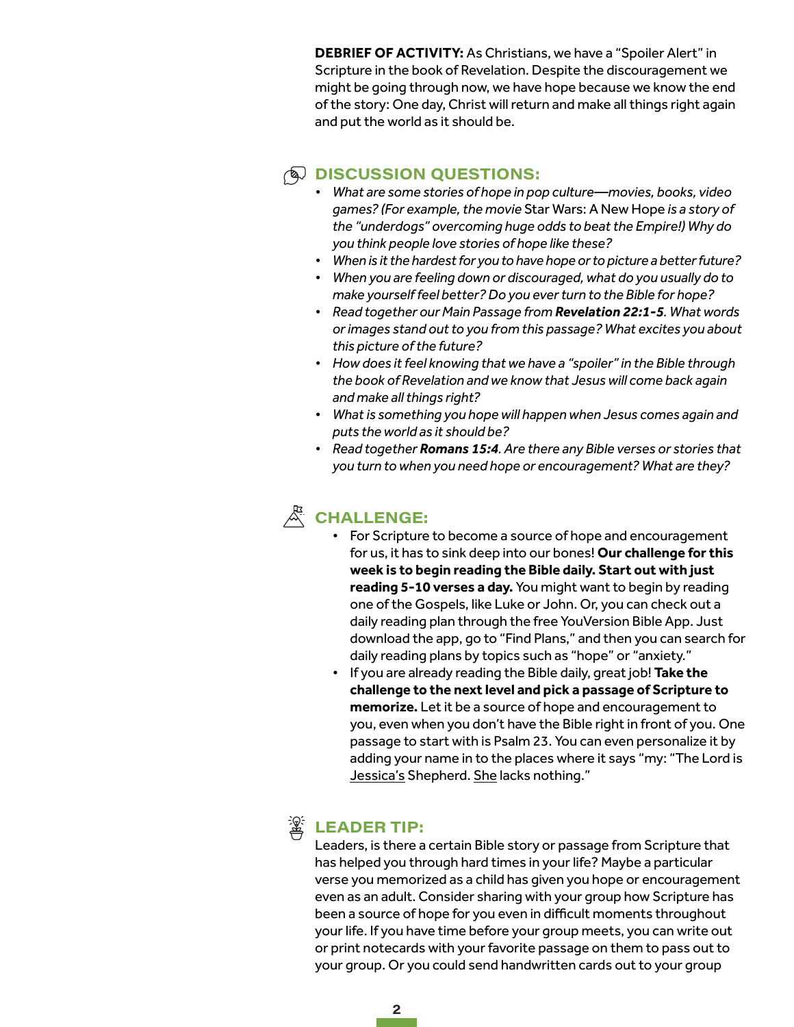**DEBRIEF OF ACTIVITY:** As Christians, we have a "Spoiler Alert" in Scripture in the book of Revelation. Despite the discouragement we might be going through now, we have hope because we know the end of the story: One day, Christ will return and make all things right again and put the world as it should be.

## DISCUSSION QUESTIONS:

- *What are some stories of hope in pop culture—movies, books, video games? (For example, the movie* Star Wars: A New Hope *is a story of the "underdogs" overcoming huge odds to beat the Empire!) Why do you think people love stories of hope like these?*
- *When is it the hardest for you to have hope or to picture a better future?*
- *When you are feeling down or discouraged, what do you usually do to make yourself feel better? Do you ever turn to the Bible for hope?*
- *Read together our Main Passage from **Revelation 22:1-5**. What words or images stand out to you from this passage? What excites you about this picture of the future?*
- *How does it feel knowing that we have a "spoiler" in the Bible through the book of Revelation and we know that Jesus will come back again and make all things right?*
- *What is something you hope will happen when Jesus comes again and puts the world as it should be?*
- *Read together **Romans 15:4**. Are there any Bible verses or stories that you turn to when you need hope or encouragement? What are they?*

## CHALLENGE:

- For Scripture to become a source of hope and encouragement for us, it has to sink deep into our bones! **Our challenge for this week is to begin reading the Bible daily. Start out with just reading 5-10 verses a day.** You might want to begin by reading one of the Gospels, like Luke or John. Or, you can check out a daily reading plan through the free YouVersion Bible App. Just download the app, go to "Find Plans," and then you can search for daily reading plans by topics such as "hope" or "anxiety."
- If you are already reading the Bible daily, great job! **Take the challenge to the next level and pick a passage of Scripture to memorize.** Let it be a source of hope and encouragement to you, even when you don't have the Bible right in front of you. One passage to start with is Psalm 23. You can even personalize it by adding your name in to the places where it says "my: "The Lord is Jessica's Shepherd. She lacks nothing."

## LEADER TIP:

Leaders, is there a certain Bible story or passage from Scripture that has helped you through hard times in your life? Maybe a particular verse you memorized as a child has given you hope or encouragement even as an adult. Consider sharing with your group how Scripture has been a source of hope for you even in difficult moments throughout your life. If you have time before your group meets, you can write out or print notecards with your favorite passage on them to pass out to your group. Or you could send handwritten cards out to your group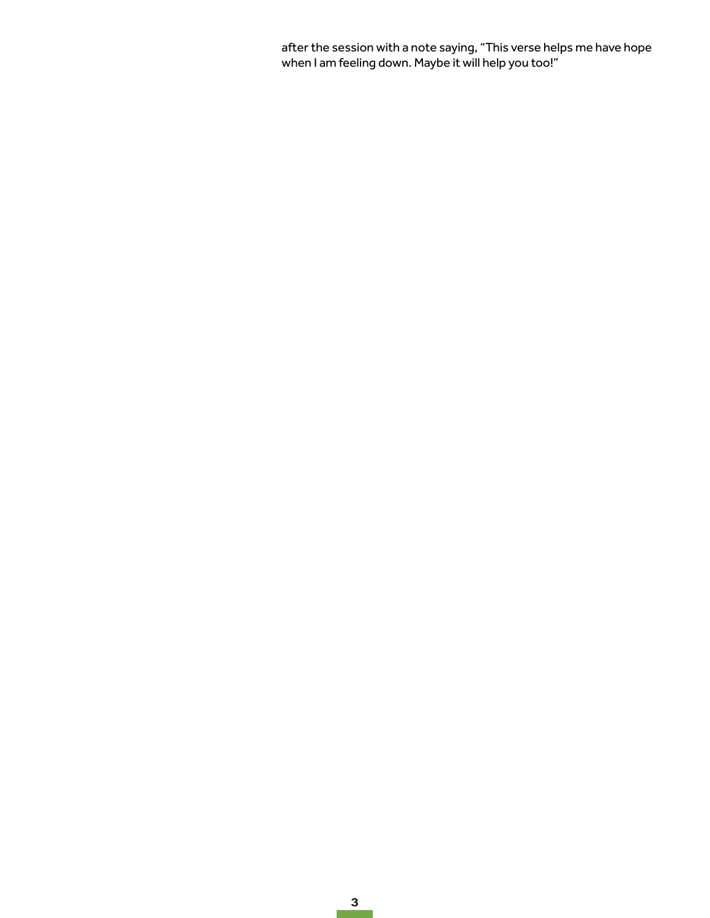after the session with a note saying, "This verse helps me have hope when I am feeling down. Maybe it will help you too!"